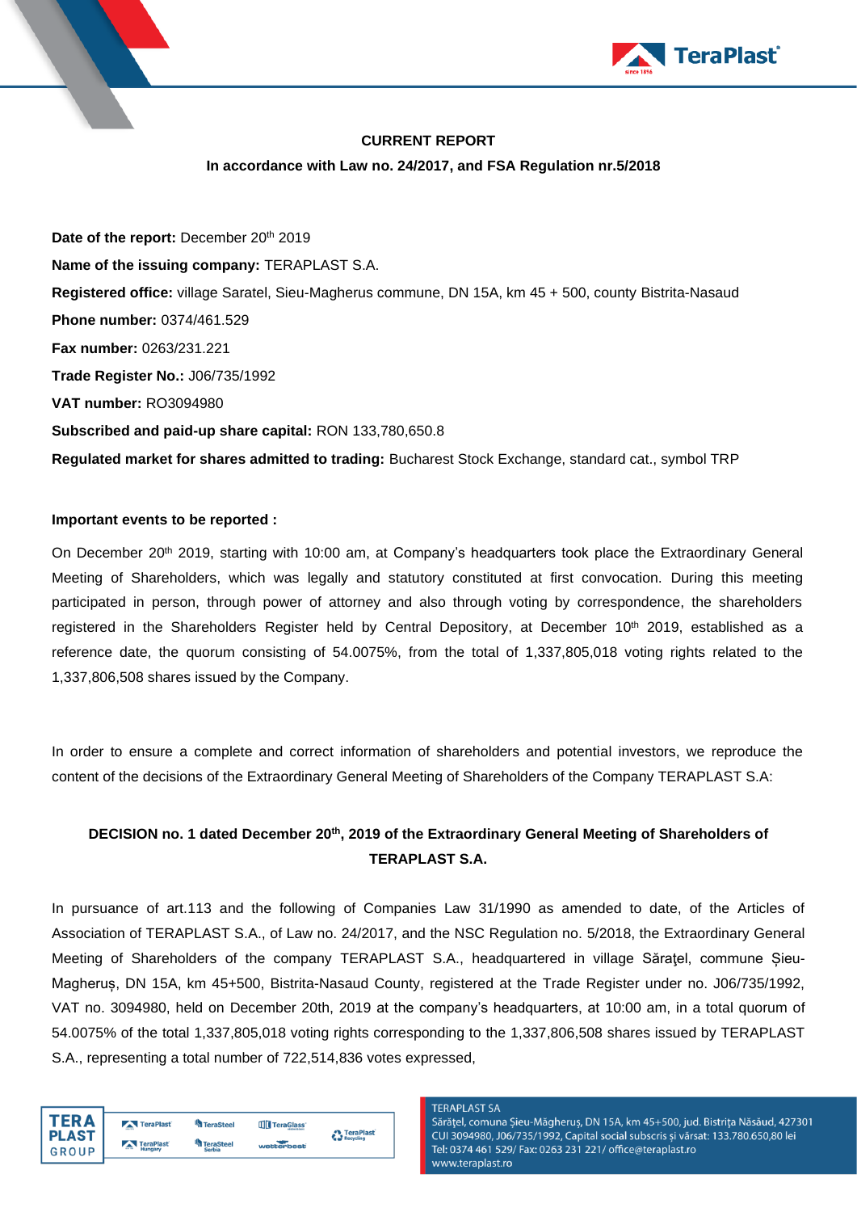**CURRENT REPORT**

**In accordance with Law no. 24/2017, and FSA Regulation nr.5/2018**

**Date of the report:** December 20th 2019

**Name of the issuing company:** TERAPLAST S.A.

**Registered office:** village Saratel, Sieu-Magherus commune, DN 15A, km 45 + 500, county Bistrita-Nasaud

**Phone number:** 0374/461.529

**Fax number:** 0263/231.221

**Trade Register No.:** J06/735/1992

**VAT number:** RO3094980

**Subscribed and paid-up share capital:** RON 133,780,650.8

**Regulated market for shares admitted to trading:** Bucharest Stock Exchange, standard cat., symbol TRP

**Important events to be reported :**

On December 20th 2019, starting with 10:00 am, at Company's headquarters took place the Extraordinary General Meeting of Shareholders, which was legally and statutory constituted at first convocation. During this meeting participated in person, through power of attorney and also through voting by correspondence, the shareholders registered in the Shareholders Register held by Central Depository, at December 10th 2019, established as a reference date, the quorum consisting of 54.0075%, from the total of 1,337,805,018 voting rights related to the 1,337,806,508 shares issued by the Company.

In order to ensure a complete and correct information of shareholders and potential investors, we reproduce the content of the decisions of the Extraordinary General Meeting of Shareholders of the Company TERAPLAST S.A:

**DECISION no. 1 dated December 20th, 2019 of the Extraordinary General Meeting of Shareholders of TERAPLAST S.A.**

In pursuance of art.113 and the following of Companies Law 31/1990 as amended to date, of the Articles of Association of TERAPLAST S.A., of Law no. 24/2017, and the NSC Regulation no. 5/2018, the Extraordinary General Meeting of Shareholders of the company TERAPLAST S.A., headquartered in village Sărațel, commune Șieu-Magheruș, DN 15A, km 45+500, Bistrita-Nasaud County, registered at the Trade Register under no. J06/735/1992, VAT no. 3094980, held on December 20th, 2019 at the company's headquarters, at 10:00 am, in a total quorum of 54.0075% of the total 1,337,805,018 voting rights corresponding to the 1,337,806,508 shares issued by TERAPLAST S.A., representing a total number of 722,514,836 votes expressed,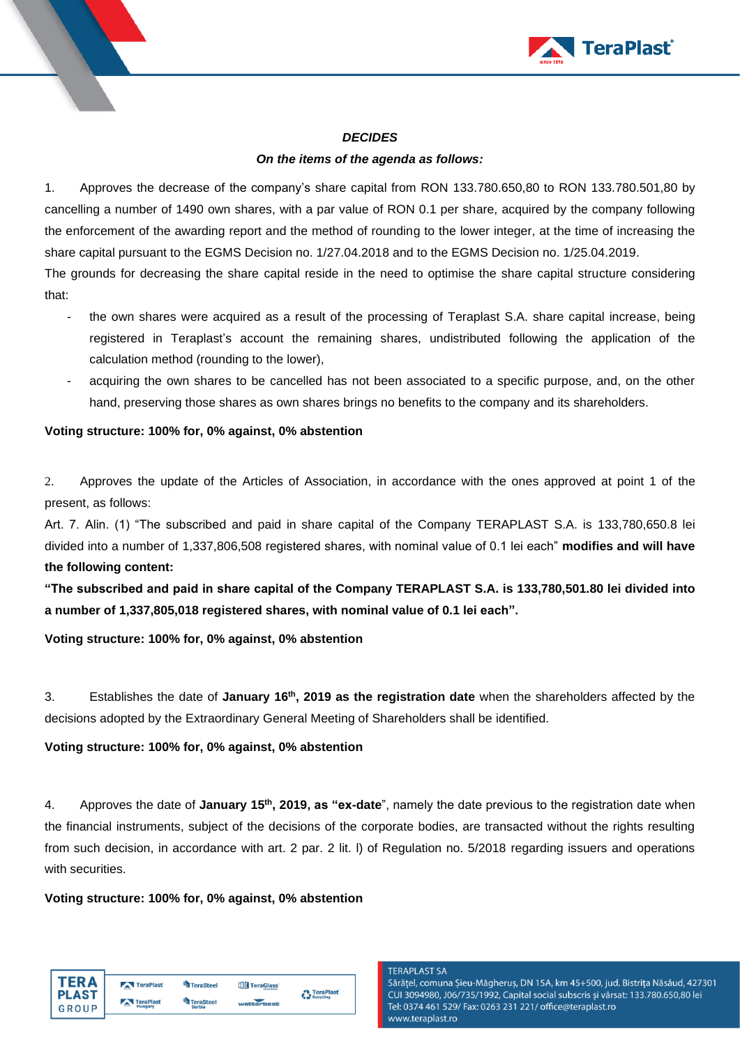***DECIDES***

***On the items of the agenda as follows:***

1. Approves the decrease of the company's share capital from RON 133.780.650,80 to RON 133.780.501,80 by cancelling a number of 1490 own shares, with a par value of RON 0.1 per share, acquired by the company following the enforcement of the awarding report and the method of rounding to the lower integer, at the time of increasing the share capital pursuant to the EGMS Decision no. 1/27.04.2018 and to the EGMS Decision no. 1/25.04.2019.

The grounds for decreasing the share capital reside in the need to optimise the share capital structure considering that:

- the own shares were acquired as a result of the processing of Teraplast S.A. share capital increase, being registered in Teraplast's account the remaining shares, undistributed following the application of the calculation method (rounding to the lower),
- acquiring the own shares to be cancelled has not been associated to a specific purpose, and, on the other hand, preserving those shares as own shares brings no benefits to the company and its shareholders.

**Voting structure: 100% for, 0% against, 0% abstention**

2. Approves the update of the Articles of Association, in accordance with the ones approved at point 1 of the present, as follows:

Art. 7. Alin. (1) "The subscribed and paid in share capital of the Company TERAPLAST S.A. is 133,780,650.8 lei divided into a number of 1,337,806,508 registered shares, with nominal value of 0.1 lei each" **modifies and will have the following content:**

**"The subscribed and paid in share capital of the Company TERAPLAST S.A. is 133,780,501.80 lei divided into a number of 1,337,805,018 registered shares, with nominal value of 0.1 lei each".**

**Voting structure: 100% for, 0% against, 0% abstention**

3. Establishes the date of **January 16th, 2019 as the registration date** when the shareholders affected by the decisions adopted by the Extraordinary General Meeting of Shareholders shall be identified.

**Voting structure: 100% for, 0% against, 0% abstention**

4. Approves the date of **January 15th, 2019, as "ex-date"**, namely the date previous to the registration date when the financial instruments, subject of the decisions of the corporate bodies, are transacted without the rights resulting from such decision, in accordance with art. 2 par. 2 lit. l) of Regulation no. 5/2018 regarding issuers and operations with securities.

**Voting structure: 100% for, 0% against, 0% abstention**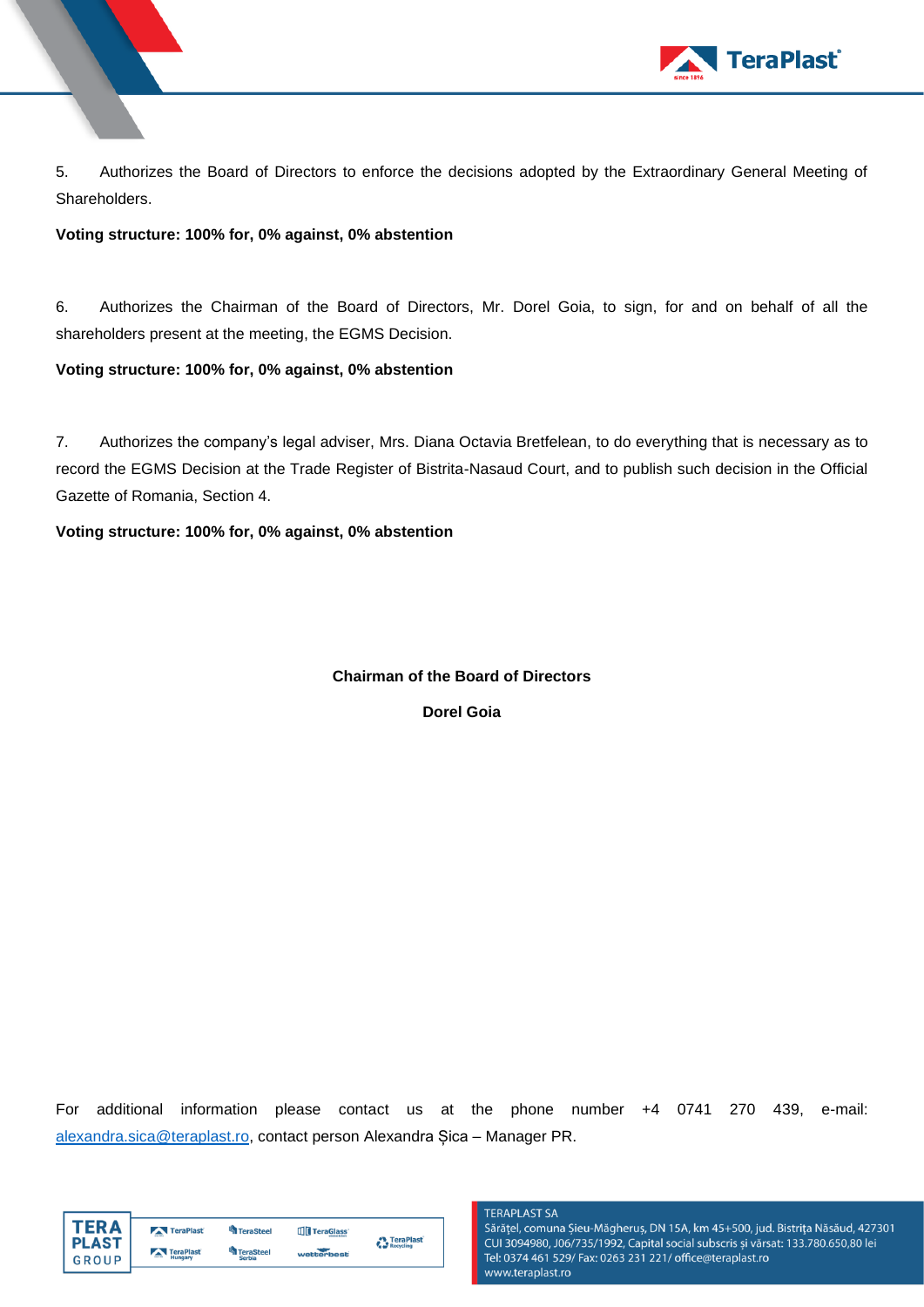5. Authorizes the Board of Directors to enforce the decisions adopted by the Extraordinary General Meeting of Shareholders.

**Voting structure: 100% for, 0% against, 0% abstention**

6. Authorizes the Chairman of the Board of Directors, Mr. Dorel Goia, to sign, for and on behalf of all the shareholders present at the meeting, the EGMS Decision.

**Voting structure: 100% for, 0% against, 0% abstention**

7. Authorizes the company's legal adviser, Mrs. Diana Octavia Bretfelean, to do everything that is necessary as to record the EGMS Decision at the Trade Register of Bistrita-Nasaud Court, and to publish such decision in the Official Gazette of Romania, Section 4.

**Voting structure: 100% for, 0% against, 0% abstention**

**Chairman of the Board of Directors**

**Dorel Goia**

For additional information please contact us at the phone number +4 0741 270 439, e-mail: alexandra.sica@teraplast.ro, contact person Alexandra Șica – Manager PR.